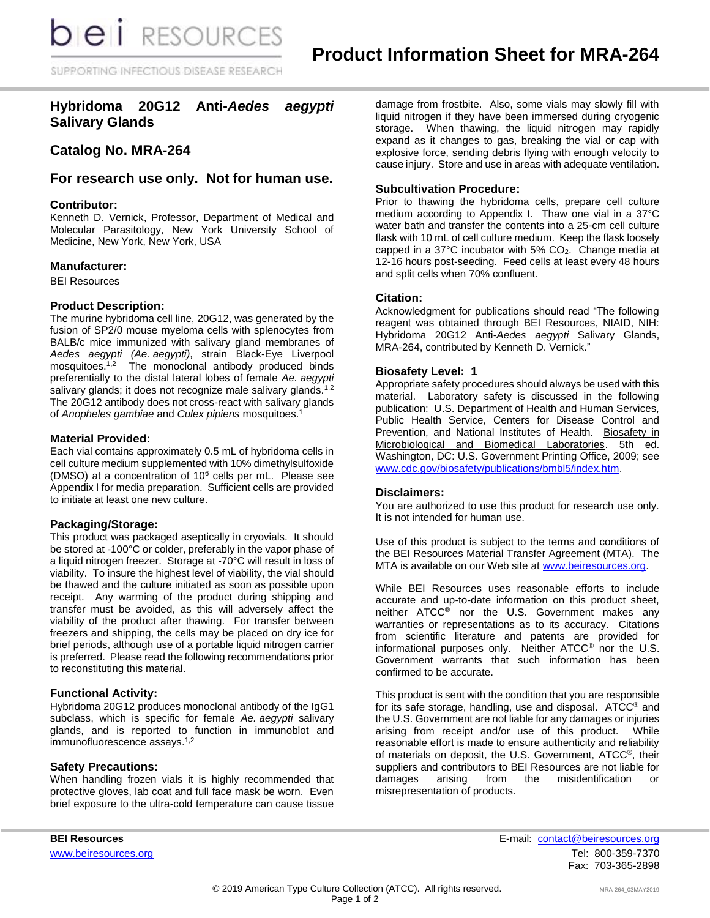# Product Information Sheet for MRA-264

## Hybridoma 20G12 Anti-*Aedes aegypti* Salivary Glands

## Catalog No. MRA-264

## For research use only. Not for human use.

### Contributor:

Kenneth D. Vernick, Professor, Department of Medical and Molecular Parasitology, New York University School of Medicine, New York, New York, USA

### Manufacturer:

BEI Resources

### Product Description:

The murine hybridoma cell line, 20G12, was generated by the fusion of SP2/0 mouse myeloma cells with splenocytes from BALB/c mice immunized with salivary gland membranes of *Aedes aegypti (Ae. aegypti)*, strain Black-Eye Liverpool mosquitoes.[1,2] The monoclonal antibody produced binds preferentially to the distal lateral lobes of female *Ae. aegypti* salivary glands; it does not recognize male salivary glands.[1,2] The 20G12 antibody does not cross-react with salivary glands of *Anopheles gambiae* and *Culex pipiens* mosquitoes.[1]

### Material Provided:

Each vial contains approximately 0.5 mL of hybridoma cells in cell culture medium supplemented with 10% dimethylsulfoxide (DMSO) at a concentration of $10^6$ cells per mL. Please see Appendix I for media preparation. Sufficient cells are provided to initiate at least one new culture.

### Packaging/Storage:

This product was packaged aseptically in cryovials. It should be stored at -100°C or colder, preferably in the vapor phase of a liquid nitrogen freezer. Storage at -70°C will result in loss of viability. To insure the highest level of viability, the vial should be thawed and the culture initiated as soon as possible upon receipt. Any warming of the product during shipping and transfer must be avoided, as this will adversely affect the viability of the product after thawing. For transfer between freezers and shipping, the cells may be placed on dry ice for brief periods, although use of a portable liquid nitrogen carrier is preferred. Please read the following recommendations prior to reconstituting this material.

### Functional Activity:

Hybridoma 20G12 produces monoclonal antibody of the IgG1 subclass, which is specific for female *Ae. aegypti* salivary glands, and is reported to function in immunoblot and immunofluorescence assays.[1,2]

### Safety Precautions:

When handling frozen vials it is highly recommended that protective gloves, lab coat and full face mask be worn. Even brief exposure to the ultra-cold temperature can cause tissue damage from frostbite. Also, some vials may slowly fill with liquid nitrogen if they have been immersed during cryogenic storage. When thawing, the liquid nitrogen may rapidly expand as it changes to gas, breaking the vial or cap with explosive force, sending debris flying with enough velocity to cause injury. Store and use in areas with adequate ventilation.

### Subcultivation Procedure:

Prior to thawing the hybridoma cells, prepare cell culture medium according to Appendix I. Thaw one vial in a 37°C water bath and transfer the contents into a 25-cm cell culture flask with 10 mL of cell culture medium. Keep the flask loosely capped in a 37°C incubator with 5% $CO_2$. Change media at 12-16 hours post-seeding. Feed cells at least every 48 hours and split cells when 70% confluent.

### Citation:

Acknowledgment for publications should read "The following reagent was obtained through BEI Resources, NIAID, NIH: Hybridoma 20G12 Anti-*Aedes aegypti* Salivary Glands, MRA-264, contributed by Kenneth D. Vernick."

### Biosafety Level: 1

Appropriate safety procedures should always be used with this material. Laboratory safety is discussed in the following publication: U.S. Department of Health and Human Services, Public Health Service, Centers for Disease Control and Prevention, and National Institutes of Health. Biosafety in Microbiological and Biomedical Laboratories. 5th ed. Washington, DC: U.S. Government Printing Office, 2009; see www.cdc.gov/biosafety/publications/bmbl5/index.htm.

### Disclaimers:

You are authorized to use this product for research use only. It is not intended for human use.

Use of this product is subject to the terms and conditions of the BEI Resources Material Transfer Agreement (MTA). The MTA is available on our Web site at www.beiresources.org.

While BEI Resources uses reasonable efforts to include accurate and up-to-date information on this product sheet, neither ATCC® nor the U.S. Government makes any warranties or representations as to its accuracy. Citations from scientific literature and patents are provided for informational purposes only. Neither ATCC® nor the U.S. Government warrants that such information has been confirmed to be accurate.

This product is sent with the condition that you are responsible for its safe storage, handling, use and disposal. ATCC® and the U.S. Government are not liable for any damages or injuries arising from receipt and/or use of this product. While reasonable effort is made to ensure authenticity and reliability of materials on deposit, the U.S. Government, ATCC®, their suppliers and contributors to BEI Resources are not liable for damages arising from the misidentification or misrepresentation of products.

**BEI Resources**
www.beiresources.org

E-mail: contact@beiresources.org
Tel: 800-359-7370
Fax: 703-365-2898

© 2019 American Type Culture Collection (ATCC). All rights reserved.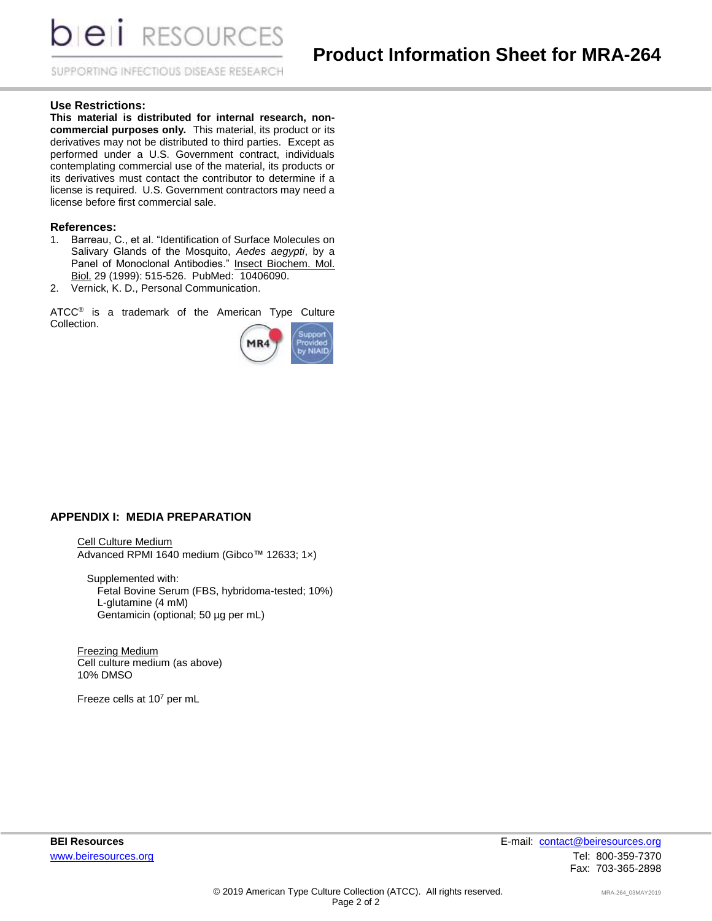### Use Restrictions:

**This material is distributed for internal research, non-commercial purposes only.** This material, its product or its derivatives may not be distributed to third parties. Except as performed under a U.S. Government contract, individuals contemplating commercial use of the material, its products or its derivatives must contact the contributor to determine if a license is required. U.S. Government contractors may need a license before first commercial sale.

### References:

1. Barreau, C., et al. "Identification of Surface Molecules on Salivary Glands of the Mosquito, *Aedes aegypti*, by a Panel of Monoclonal Antibodies." Insect Biochem. Mol. Biol. 29 (1999): 515-526. PubMed: 10406090.
2. Vernick, K. D., Personal Communication.

ATCC® is a trademark of the American Type Culture Collection.

### APPENDIX I: MEDIA PREPARATION

Cell Culture Medium
Advanced RPMI 1640 medium (Gibco™ 12633; 1×)

Supplemented with:
- Fetal Bovine Serum (FBS, hybridoma-tested; 10%)
- L-glutamine (4 mM)
- Gentamicin (optional; 50 µg per mL)

Freezing Medium
Cell culture medium (as above)
10% DMSO

Freeze cells at $10^7$ per mL

**BEI Resources**
www.beiresources.org

E-mail: contact@beiresources.org
Tel: 800-359-7370
Fax: 703-365-2898

© 2019 American Type Culture Collection (ATCC). All rights reserved.

MRA-264_03MAY2019